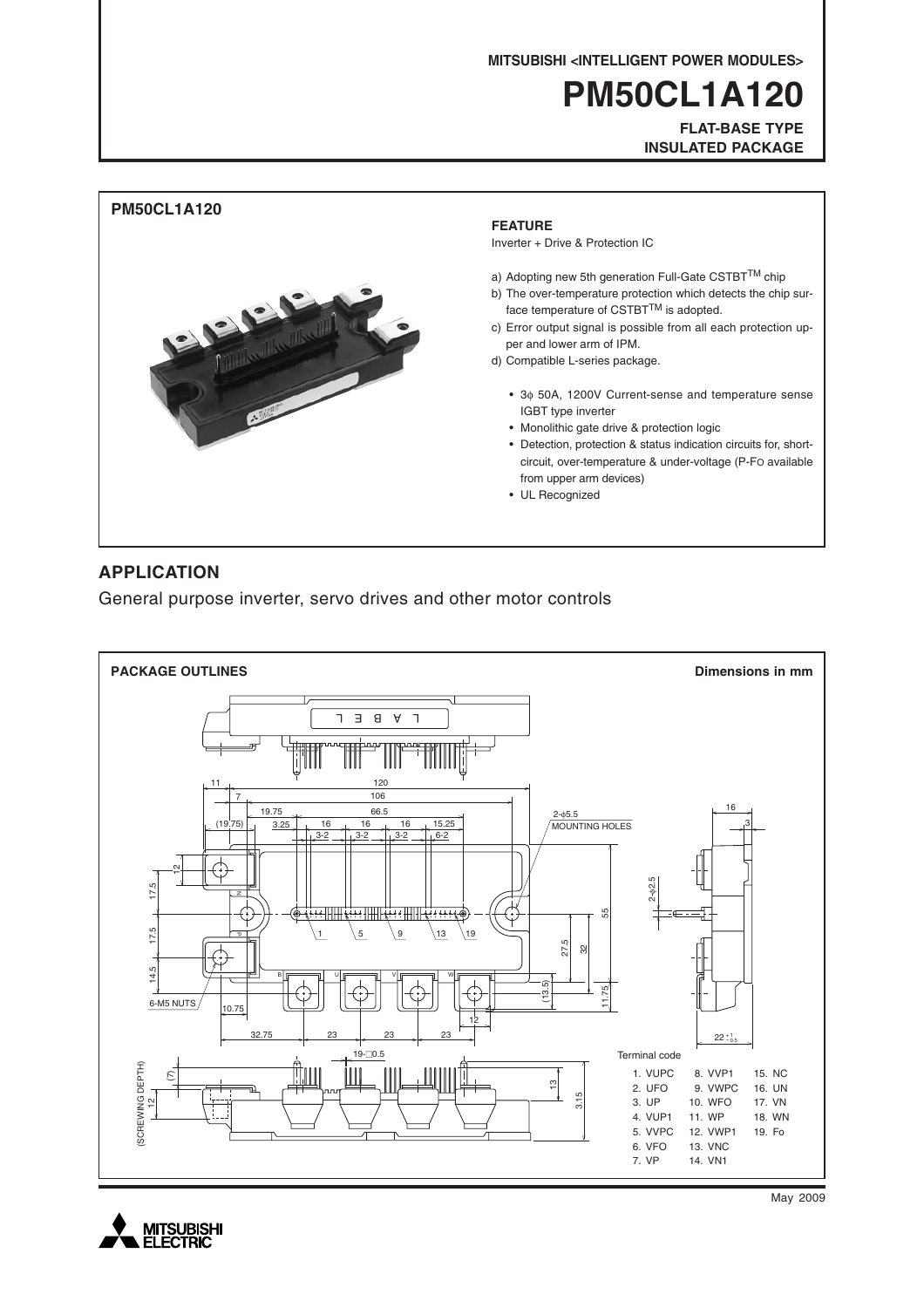MITSUBISHI <INTELLIGENT POWER MODULES>

# PM50CL1A120

**FLAT-BASE TYPE**
**INSULATED PACKAGE**

## PM50CL1A120

### FEATURE

Inverter + Drive & Protection IC

a) Adopting new 5th generation Full-Gate CSTBT[TM] chip
b) The over-temperature protection which detects the chip surface temperature of CSTBT[TM] is adopted.
c) Error output signal is possible from all each protection upper and lower arm of IPM.
d) Compatible L-series package.

- 3φ 50A, 1200V Current-sense and temperature sense IGBT type inverter
- Monolithic gate drive & protection logic
- Detection, protection & status indication circuits for, short-circuit, over-temperature & under-voltage (P-FO available from upper arm devices)
- UL Recognized

## APPLICATION

General purpose inverter, servo drives and other motor controls

### PACKAGE OUTLINES

Dimensions in mm

Terminal code

| | | |
|---|---|---|
| 1. VUPC | 8. VVP1 | 15. NC |
| 2. UFO | 9. VWPC | 16. UN |
| 3. UP | 10. WFO | 17. VN |
| 4. VUP1 | 11. WP | 18. WN |
| 5. VVPC | 12. VWP1 | 19. Fo |
| 6. VFO | 13. VNC | |
| 7. VP | 14. VN1 | |

May 2009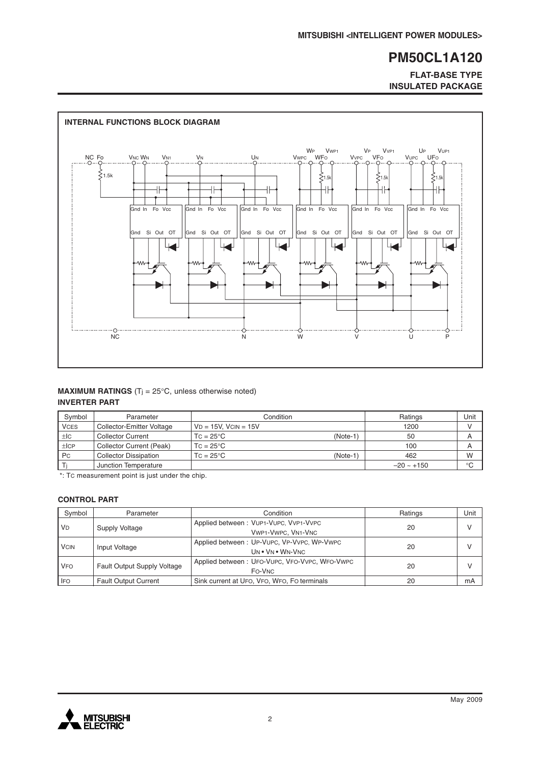## INTERNAL FUNCTIONS BLOCK DIAGRAM

## MAXIMUM RATINGS ($T_j$ = 25°C, unless otherwise noted)

### INVERTER PART

| Symbol | Parameter | Condition | | Ratings | Unit |
|---|---|---|---|---|---|
| $V_{CES}$ | Collector-Emitter Voltage | $V_D$ = 15V, $V_{CIN}$ = 15V | | 1200 | V |
| $\pm I_C$ | Collector Current | $T_C$ = 25°C | (Note-1) | 50 | A |
| $\pm I_{CP}$ | Collector Current (Peak) | $T_C$ = 25°C | | 100 | A |
| $P_C$ | Collector Dissipation | $T_C$ = 25°C | (Note-1) | 462 | W |
| $T_j$ | Junction Temperature | | | –20 ~ +150 | °C |

*: $T_C$ measurement point is just under the chip.

### CONTROL PART

| Symbol | Parameter | Condition | Ratings | Unit |
|---|---|---|---|---|
| $V_D$ | Supply Voltage | Applied between : $V_{UP1}$-$V_{UPC}$, $V_{VP1}$-$V_{VPC}$ $V_{WP1}$-$V_{WPC}$, $V_{N1}$-$V_{NC}$ | 20 | V |
| $V_{CIN}$ | Input Voltage | Applied between : $U_P$-$V_{UPC}$, $V_P$-$V_{VPC}$, $W_P$-$V_{WPC}$ $U_N$ • $V_N$ • $W_N$-$V_{NC}$ | 20 | V |
| $V_{FO}$ | Fault Output Supply Voltage | Applied between : $U_{FO}$-$V_{UPC}$, $V_{FO}$-$V_{VPC}$, $W_{FO}$-$V_{WPC}$ $F_O$-$V_{NC}$ | 20 | V |
| $I_{FO}$ | Fault Output Current | Sink current at $U_{FO}$, $V_{FO}$, $W_{FO}$, $F_O$ terminals | 20 | mA |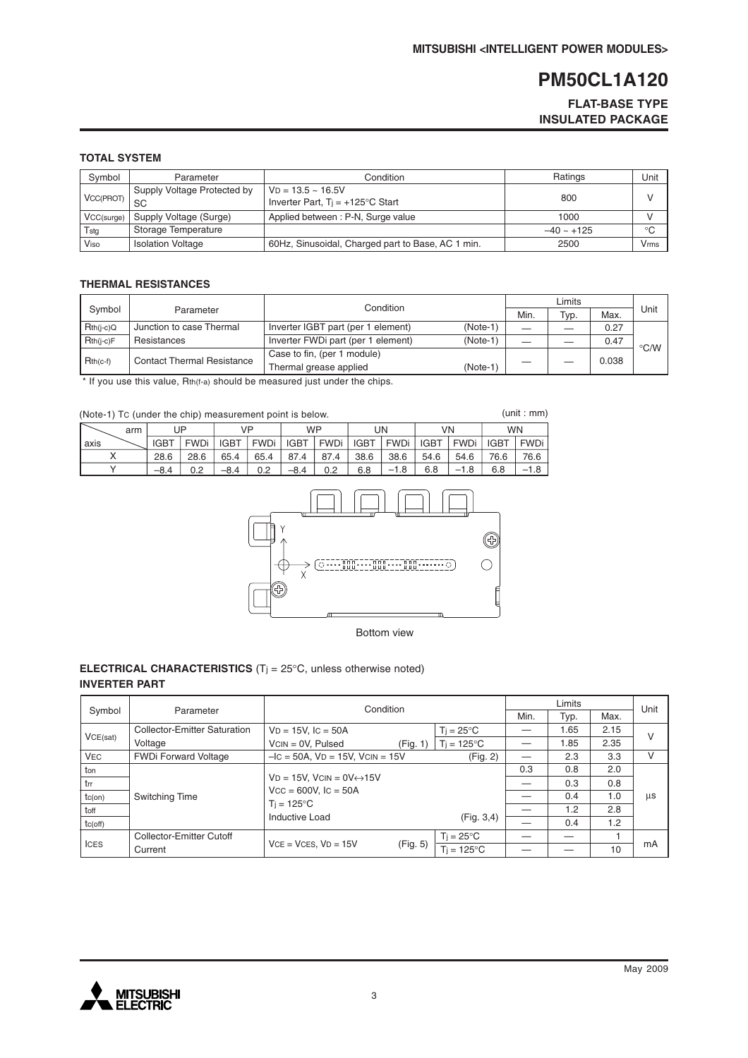## TOTAL SYSTEM

| Symbol | Parameter | Condition | Ratings | Unit |
|---|---|---|---|---|
| $V_{CC(PROT)}$ | Supply Voltage Protected by SC | $V_D$ = 13.5 ~ 16.5V<br>Inverter Part, $T_j$ = +125°C Start | 800 | V |
| $V_{CC(surge)}$ | Supply Voltage (Surge) | Applied between : P-N, Surge value | 1000 | V |
| $T_{stg}$ | Storage Temperature | | –40 ~ +125 | °C |
| $V_{iso}$ | Isolation Voltage | 60Hz, Sinusoidal, Charged part to Base, AC 1 min. | 2500 | Vrms |

## THERMAL RESISTANCES

| Symbol | Parameter | Condition | Limits | | | Unit |
|---|---|---|---|---|---|---|
| | | | Min. | Typ. | Max. | |
| $R_{th(j-c)Q}$ | Junction to case Thermal Resistances | Inverter IGBT part (per 1 element) (Note-1) | — | — | 0.27 | °C/W |
| $R_{th(j-c)F}$ | | Inverter FWDi part (per 1 element) (Note-1) | — | — | 0.47 | |
| $R_{th(c-f)}$ | Contact Thermal Resistance | Case to fin, (per 1 module)<br>Thermal grease applied (Note-1) | — | — | 0.038 | |

\* If you use this value, $R_{th(f-a)}$ should be measured just under the chips.

(Note-1) $T_C$ (under the chip) measurement point is below. (unit : mm)

| axis \ arm | UP | | VP | | WP | | UN | | VN | | WN | |
|---|---|---|---|---|---|---|---|---|---|---|---|---|
| | IGBT | FWDi | IGBT | FWDi | IGBT | FWDi | IGBT | FWDi | IGBT | FWDi | IGBT | FWDi |
| X | 28.6 | 28.6 | 65.4 | 65.4 | 87.4 | 87.4 | 38.6 | 38.6 | 54.6 | 54.6 | 76.6 | 76.6 |
| Y | –8.4 | 0.2 | –8.4 | 0.2 | –8.4 | 0.2 | 6.8 | –1.8 | 6.8 | –1.8 | 6.8 | –1.8 |

Bottom view

## ELECTRICAL CHARACTERISTICS ($T_j$ = 25°C, unless otherwise noted)

### INVERTER PART

| Symbol | Parameter | Condition | | Limits | | | Unit |
|---|---|---|---|---|---|---|---|
| | | | | Min. | Typ. | Max. | |
| $V_{CE(sat)}$ | Collector-Emitter Saturation Voltage | $V_D$ = 15V, $I_C$ = 50A<br>$V_{CIN}$ = 0V, Pulsed (Fig. 1) | $T_j$ = 25°C | — | 1.65 | 2.15 | V |
| | | | $T_j$ = 125°C | — | 1.85 | 2.35 | |
| $V_{EC}$ | FWDi Forward Voltage | $-I_C$ = 50A, $V_D$ = 15V, $V_{CIN}$ = 15V (Fig. 2) | | — | 2.3 | 3.3 | V |
| $t_{on}$ | Switching Time | $V_D$ = 15V, $V_{CIN}$ = 0V↔15V<br>$V_{CC}$ = 600V, $I_C$ = 50A<br>$T_j$ = 125°C<br>Inductive Load (Fig. 3,4) | | 0.3 | 0.8 | 2.0 | µs |
| $t_{rr}$ | | | | — | 0.3 | 0.8 | |
| $t_{c(on)}$ | | | | — | 0.4 | 1.0 | |
| $t_{off}$ | | | | — | 1.2 | 2.8 | |
| $t_{c(off)}$ | | | | — | 0.4 | 1.2 | |
| $I_{CES}$ | Collector-Emitter Cutoff Current | $V_{CE}$ = $V_{CES}$, $V_D$ = 15V (Fig. 5) | $T_j$ = 25°C | — | — | 1 | mA |
| | | | $T_j$ = 125°C | — | — | 10 | |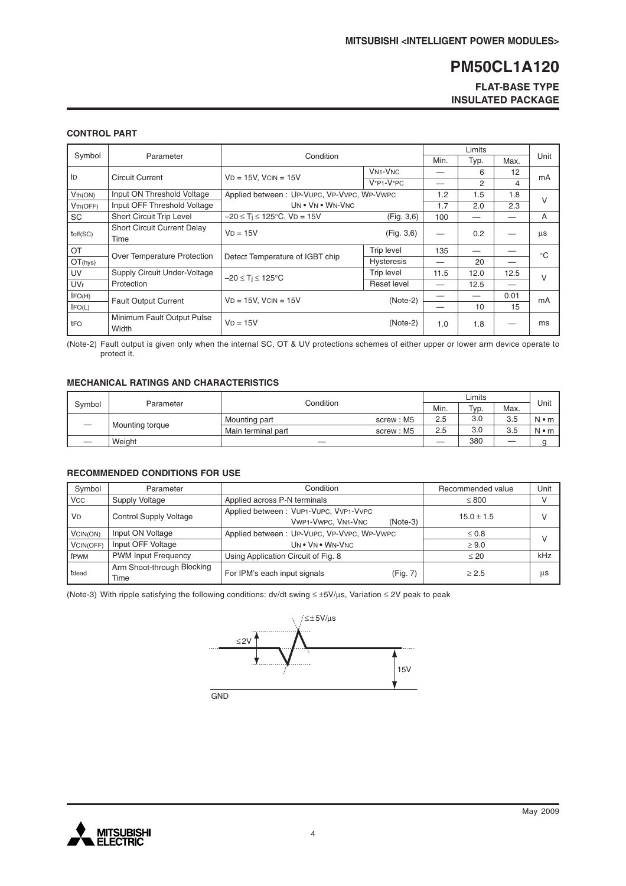# PM50CL1A120

**FLAT-BASE TYPE**
**INSULATED PACKAGE**

## CONTROL PART

| Symbol | Parameter | Condition | | Limits | | | Unit |
|---|---|---|---|---|---|---|---|
| | | | | Min. | Typ. | Max. | |
| $I_D$ | Circuit Current | $V_D$ = 15V, $V_{CIN}$ = 15V | $V_{N1}$-$V_{NC}$ | — | 6 | 12 | mA |
| | | | $V_{*P1}$-$V_{*PC}$ | — | 2 | 4 | |
| $V_{th(ON)}$ | Input ON Threshold Voltage | Applied between : $U_P$-$V_{UPC}$, $V_P$-$V_{VPC}$, $W_P$-$V_{WPC}$ | | 1.2 | 1.5 | 1.8 | V |
| $V_{th(OFF)}$ | Input OFF Threshold Voltage | $U_N$ • $V_N$ • $W_N$-$V_{NC}$ | | 1.7 | 2.0 | 2.3 | |
| SC | Short Circuit Trip Level | $-20 \leq T_j \leq 125°C$, $V_D$ = 15V | (Fig. 3,6) | 100 | — | — | A |
| $t_{off(SC)}$ | Short Circuit Current Delay Time | $V_D$ = 15V | (Fig. 3,6) | — | 0.2 | — | µs |
| OT | Over Temperature Protection | Detect Temperature of IGBT chip | Trip level | 135 | — | — | °C |
| $OT_{(hys)}$ | | | Hysteresis | — | 20 | — | |
| UV | Supply Circuit Under-Voltage Protection | $-20 \leq T_j \leq 125°C$ | Trip level | 11.5 | 12.0 | 12.5 | V |
| $UV_r$ | | | Reset level | — | 12.5 | — | |
| $I_{FO(H)}$ | Fault Output Current | $V_D$ = 15V, $V_{CIN}$ = 15V | (Note-2) | — | — | 0.01 | mA |
| $I_{FO(L)}$ | | | | — | 10 | 15 | |
| $t_{FO}$ | Minimum Fault Output Pulse Width | $V_D$ = 15V | (Note-2) | 1.0 | 1.8 | — | ms |

(Note-2) Fault output is given only when the internal SC, OT & UV protections schemes of either upper or lower arm device operate to protect it.

## MECHANICAL RATINGS AND CHARACTERISTICS

| Symbol | Parameter | Condition | | Limits | | | Unit |
|---|---|---|---|---|---|---|---|
| | | | | Min. | Typ. | Max. | |
| — | Mounting torque | Mounting part | screw : M5 | 2.5 | 3.0 | 3.5 | N • m |
| | | Main terminal part | screw : M5 | 2.5 | 3.0 | 3.5 | N • m |
| — | Weight | — | | — | 380 | — | g |

## RECOMMENDED CONDITIONS FOR USE

| Symbol | Parameter | Condition | | Recommended value | Unit |
|---|---|---|---|---|---|
| $V_{CC}$ | Supply Voltage | Applied across P-N terminals | | ≤ 800 | V |
| $V_D$ | Control Supply Voltage | Applied between : $V_{UP1}$-$V_{UPC}$, $V_{VP1}$-$V_{VPC}$, $V_{WP1}$-$V_{WPC}$, $V_{N1}$-$V_{NC}$ | (Note-3) | 15.0 ± 1.5 | V |
| $V_{CIN(ON)}$ | Input ON Voltage | Applied between : $U_P$-$V_{UPC}$, $V_P$-$V_{VPC}$, $W_P$-$V_{WPC}$ | | ≤ 0.8 | V |
| $V_{CIN(OFF)}$ | Input OFF Voltage | $U_N$ • $V_N$ • $W_N$-$V_{NC}$ | | ≥ 9.0 | |
| $f_{PWM}$ | PWM Input Frequency | Using Application Circuit of Fig. 8 | | ≤ 20 | kHz |
| $t_{dead}$ | Arm Shoot-through Blocking Time | For IPM's each input signals | (Fig. 7) | ≥ 2.5 | µs |

(Note-3) With ripple satisfying the following conditions: dv/dt swing ≤ ±5V/µs, Variation ≤ 2V peak to peak

≤±5V/µs

≤2V

15V

GND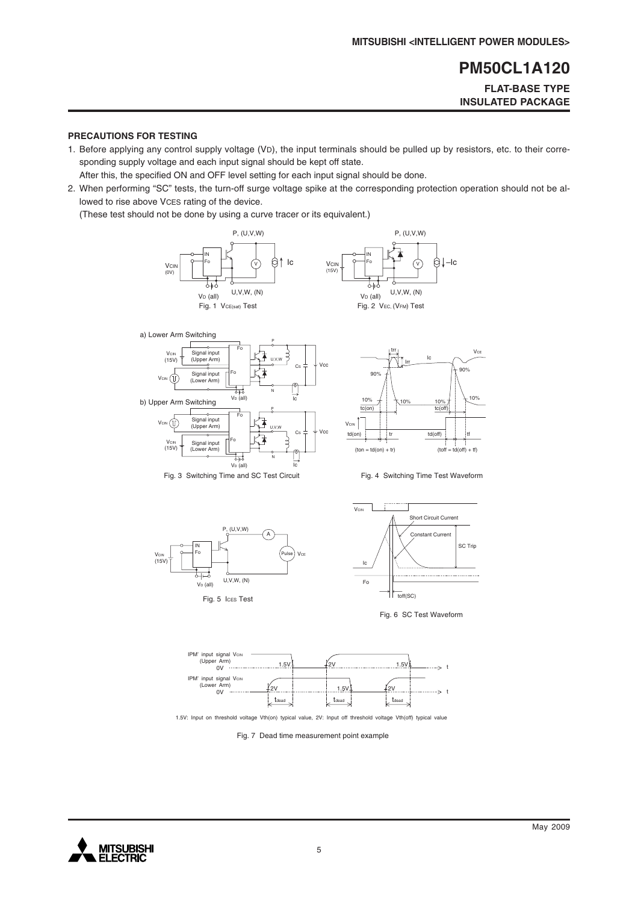## PRECAUTIONS FOR TESTING

1. Before applying any control supply voltage ($V_D$), the input terminals should be pulled up by resistors, etc. to their corresponding supply voltage and each input signal should be kept off state.
   After this, the specified ON and OFF level setting for each input signal should be done.
2. When performing "SC" tests, the turn-off surge voltage spike at the corresponding protection operation should not be allowed to rise above $V_{CES}$ rating of the device.
   (These test should not be done by using a curve tracer or its equivalent.)

Fig. 1 $V_{CE(sat)}$ Test

Fig. 2 $V_{EC}$, ($V_{FM}$) Test

a) Lower Arm Switching

b) Upper Arm Switching

Fig. 3 Switching Time and SC Test Circuit

(ton = td(on) + tr) (toff = td(off) + tf)

Fig. 4 Switching Time Test Waveform

Fig. 5 $I_{CES}$ Test

Fig. 6 SC Test Waveform

1.5V: Input on threshold voltage Vth(on) typical value, 2V: Input off threshold voltage Vth(off) typical value

Fig. 7 Dead time measurement point example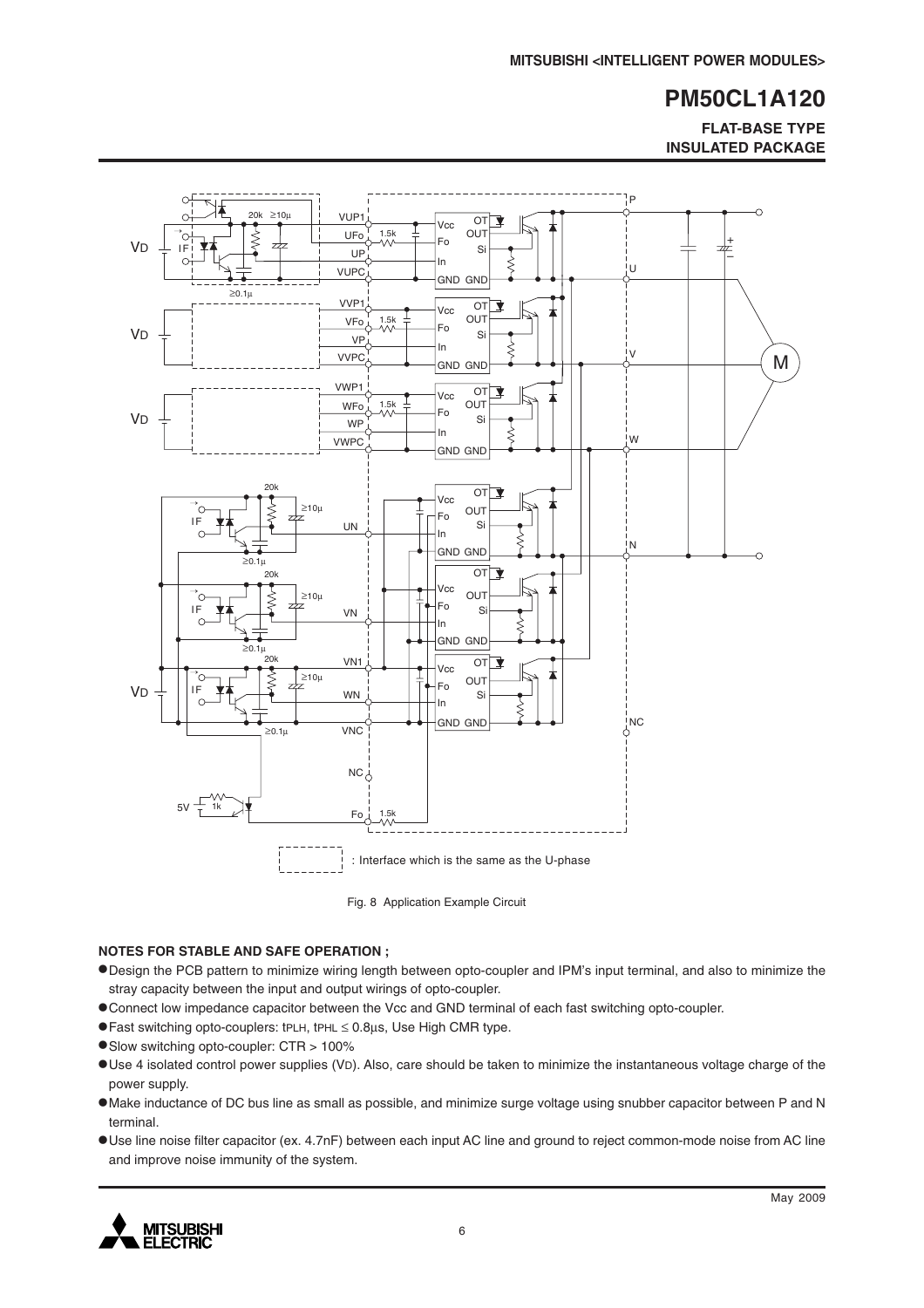Fig. 8 Application Example Circuit

**NOTES FOR STABLE AND SAFE OPERATION ;**

- Design the PCB pattern to minimize wiring length between opto-coupler and IPM's input terminal, and also to minimize the stray capacity between the input and output wirings of opto-coupler.
- Connect low impedance capacitor between the Vcc and GND terminal of each fast switching opto-coupler.
- Fast switching opto-couplers: $t_{PLH}$, $t_{PHL} \leq 0.8\mu s$, Use High CMR type.
- Slow switching opto-coupler: CTR > 100%
- Use 4 isolated control power supplies ($V_D$). Also, care should be taken to minimize the instantaneous voltage charge of the power supply.
- Make inductance of DC bus line as small as possible, and minimize surge voltage using snubber capacitor between P and N terminal.
- Use line noise filter capacitor (ex. 4.7nF) between each input AC line and ground to reject common-mode noise from AC line and improve noise immunity of the system.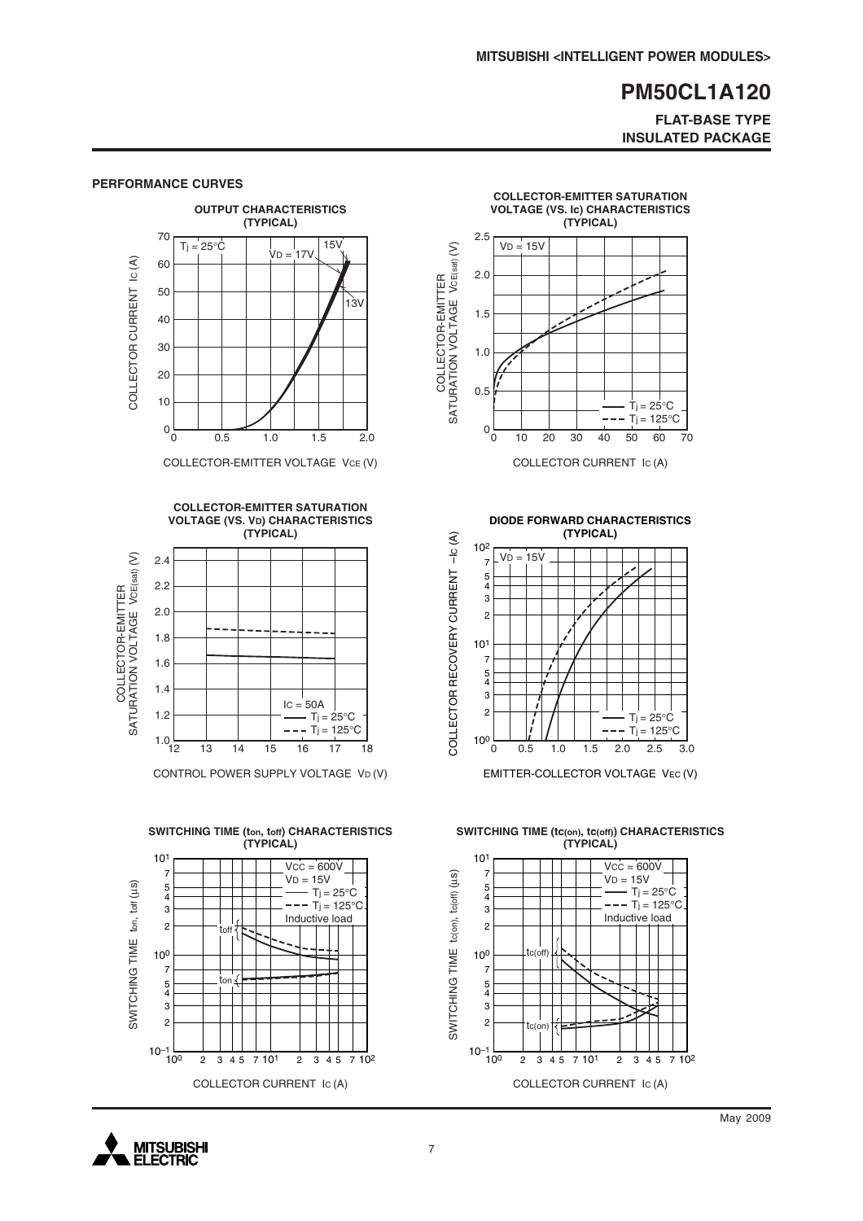## PERFORMANCE CURVES

**OUTPUT CHARACTERISTICS (TYPICAL)**

$T_j = 25°C$; $V_D = 17V$, 15V, 13V

COLLECTOR CURRENT $I_C$ (A) vs. COLLECTOR-EMITTER VOLTAGE $V_{CE}$ (V)

**COLLECTOR-EMITTER SATURATION VOLTAGE (VS. $I_C$) CHARACTERISTICS (TYPICAL)**

$V_D = 15V$

— $T_j = 25°C$
- - - $T_j = 125°C$

COLLECTOR-EMITTER SATURATION VOLTAGE $V_{CE(sat)}$ (V) vs. COLLECTOR CURRENT $I_C$ (A)

**COLLECTOR-EMITTER SATURATION VOLTAGE (VS. $V_D$) CHARACTERISTICS (TYPICAL)**

$I_C = 50A$

— $T_j = 25°C$
- - - $T_j = 125°C$

COLLECTOR-EMITTER SATURATION VOLTAGE $V_{CE(sat)}$ (V) vs. CONTROL POWER SUPPLY VOLTAGE $V_D$ (V)

**DIODE FORWARD CHARACTERISTICS (TYPICAL)**

$V_D = 15V$

— $T_j = 25°C$
- - - $T_j = 125°C$

COLLECTOR RECOVERY CURRENT $-I_C$ (A) vs. EMITTER-COLLECTOR VOLTAGE $V_{EC}$ (V)

**SWITCHING TIME ($t_{on}$, $t_{off}$) CHARACTERISTICS (TYPICAL)**

$V_{CC} = 600V$
$V_D = 15V$
— $T_j = 25°C$
- - - $T_j = 125°C$
Inductive load

SWITCHING TIME $t_{on}$, $t_{off}$ (μs) vs. COLLECTOR CURRENT $I_C$ (A)

**SWITCHING TIME ($t_{c(on)}$, $t_{c(off)}$) CHARACTERISTICS (TYPICAL)**

$V_{CC} = 600V$
$V_D = 15V$
— $T_j = 25°C$
- - - $T_j = 125°C$
Inductive load

SWITCHING TIME $t_{c(on)}$, $t_{c(off)}$ (μs) vs. COLLECTOR CURRENT $I_C$ (A)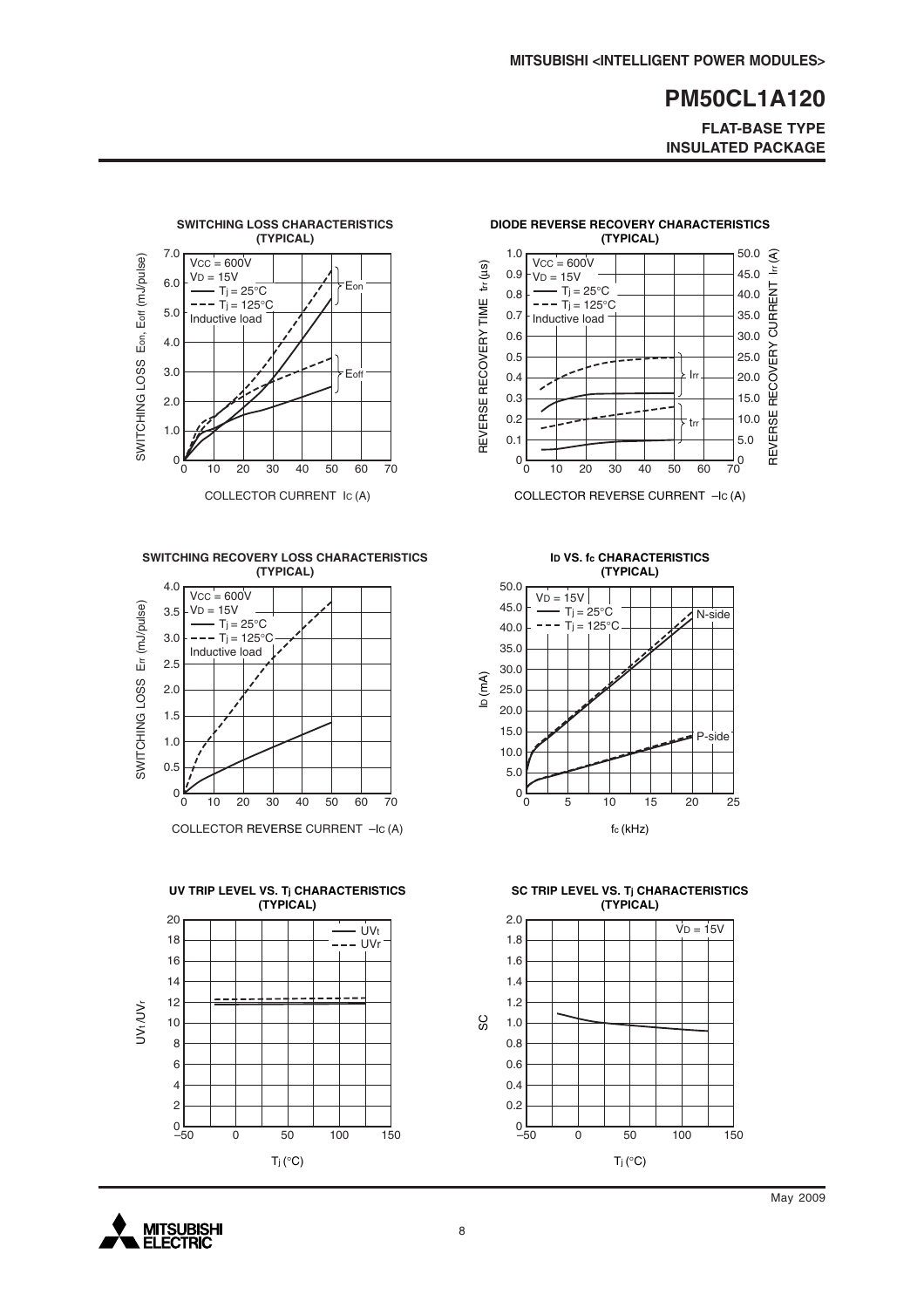## SWITCHING LOSS CHARACTERISTICS (TYPICAL)

$V_{CC}$ = 600V
$V_D$ = 15V
—— $T_j$ = 25°C
- - - $T_j$ = 125°C
Inductive load

SWITCHING LOSS $E_{on}$, $E_{off}$ (mJ/pulse) vs. COLLECTOR CURRENT $I_C$ (A)

$E_{on}$, $E_{off}$

## DIODE REVERSE RECOVERY CHARACTERISTICS (TYPICAL)

$V_{CC}$ = 600V
$V_D$ = 15V
—— $T_j$ = 25°C
- - - $T_j$ = 125°C
Inductive load

REVERSE RECOVERY TIME $t_{rr}$ (µs), REVERSE RECOVERY CURRENT $I_{rr}$ (A) vs. COLLECTOR REVERSE CURRENT $-I_C$ (A)

$I_{rr}$, $t_{rr}$

## SWITCHING RECOVERY LOSS CHARACTERISTICS (TYPICAL)

$V_{CC}$ = 600V
$V_D$ = 15V
—— $T_j$ = 25°C
- - - $T_j$ = 125°C
Inductive load

SWITCHING LOSS $E_{rr}$ (mJ/pulse) vs. COLLECTOR REVERSE CURRENT $-I_C$ (A)

## $I_D$ VS. $f_c$ CHARACTERISTICS (TYPICAL)

$V_D$ = 15V
—— $T_j$ = 25°C
- - - $T_j$ = 125°C

$I_D$ (mA) vs. $f_c$ (kHz)

N-side, P-side

## UV TRIP LEVEL VS. $T_j$ CHARACTERISTICS (TYPICAL)

—— $UV_t$
- - - $UV_r$

$UV_t/UV_r$ vs. $T_j$ (°C)

## SC TRIP LEVEL VS. $T_j$ CHARACTERISTICS (TYPICAL)

$V_D$ = 15V

SC vs. $T_j$ (°C)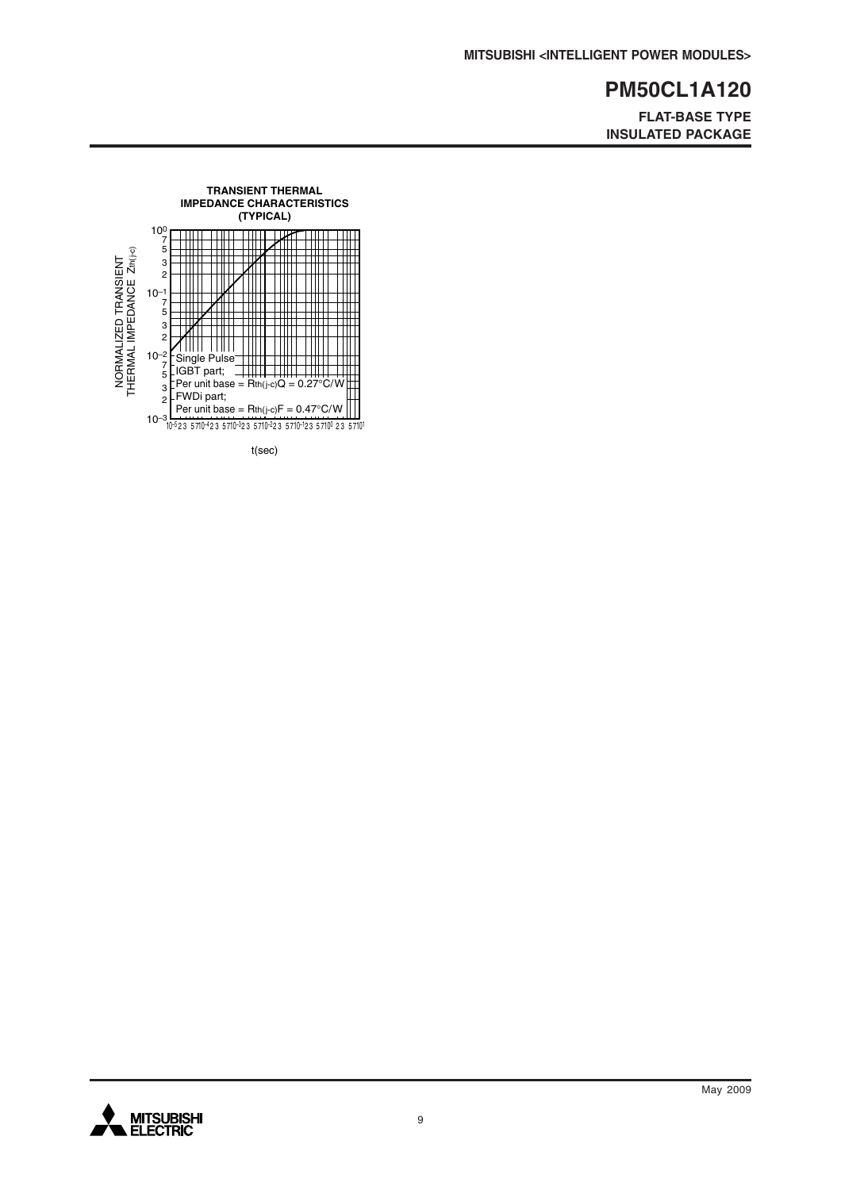TRANSIENT THERMAL IMPEDANCE CHARACTERISTICS (TYPICAL)

NORMALIZED TRANSIENT THERMAL IMPEDANCE $Z_{th(j-c)}$

$10^0$ 7 5 3 2 $10^{-1}$ 7 5 3 2 $10^{-2}$ 7 5 3 2 $10^{-3}$

$10^{-5}$ 2 3 5 7 $10^{-4}$ 2 3 5 7 $10^{-3}$ 2 3 5 7 $10^{-2}$ 2 3 5 7 $10^{-1}$ 2 3 5 7 $10^0$ 2 3 5 7 $10^1$

t(sec)

Single Pulse

IGBT part;

Per unit base = $R_{th(j-c)}Q$ = 0.27°C/W

FWDi part;

Per unit base = $R_{th(j-c)}F$ = 0.47°C/W